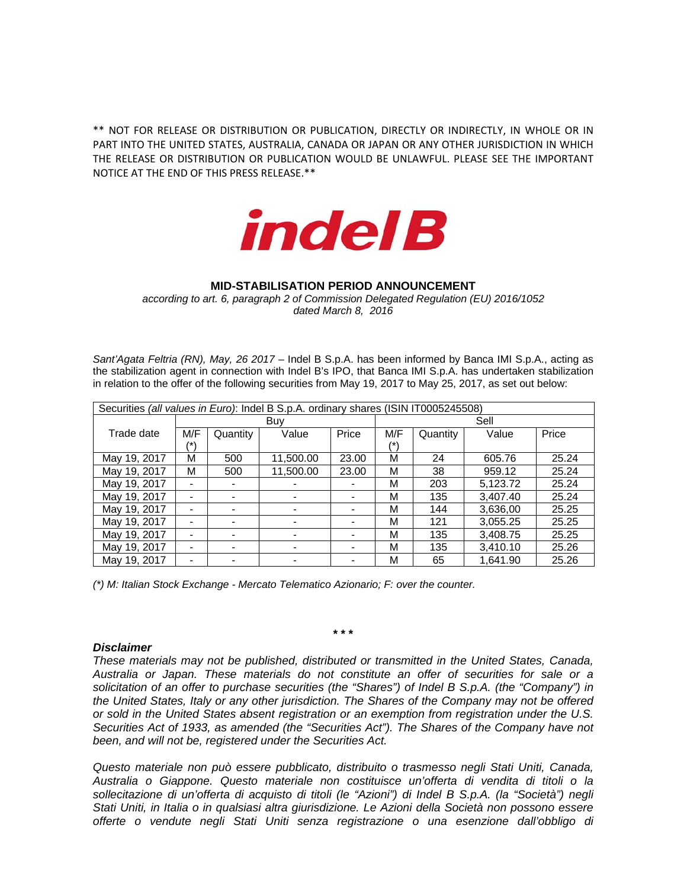** NOT FOR RELEASE OR DISTRIBUTION OR PUBLICATION, DIRECTLY OR INDIRECTLY, IN WHOLE OR IN PART INTO THE UNITED STATES, AUSTRALIA, CANADA OR JAPAN OR ANY OTHER JURISDICTION IN WHICH THE RELEASE OR DISTRIBUTION OR PUBLICATION WOULD BE UNLAWFUL. PLEASE SEE THE IMPORTANT NOTICE AT THE END OF THIS PRESS RELEASE.**

**indelB**

**MID-STABILISATION PERIOD ANNOUNCEMENT**

*according to art. 6, paragraph 2 of Commission Delegated Regulation (EU) 2016/1052 dated March 8, 2016*

*Sant'Agata Feltria (RN), May, 26 2017* – Indel B S.p.A. has been informed by Banca IMI S.p.A., acting as the stabilization agent in connection with Indel B's IPO, that Banca IMI S.p.A. has undertaken stabilization in relation to the offer of the following securities from May 19, 2017 to May 25, 2017, as set out below:

| Securities *(all values in Euro)*: Indel B S.p.A. ordinary shares (ISIN IT0005245508) | | | | | | | | |
|---|---|---|---|---|---|---|---|---|
| Trade date | Buy | | | | Sell | | | |
| | M/F (*) | Quantity | Value | Price | M/F (*) | Quantity | Value | Price |
| May 19, 2017 | M | 500 | 11,500.00 | 23.00 | M | 24 | 605.76 | 25.24 |
| May 19, 2017 | M | 500 | 11,500.00 | 23.00 | M | 38 | 959.12 | 25.24 |
| May 19, 2017 | - | - | - | - | M | 203 | 5,123.72 | 25.24 |
| May 19, 2017 | - | - | - | - | M | 135 | 3,407.40 | 25.24 |
| May 19, 2017 | - | - | - | - | M | 144 | 3,636,00 | 25.25 |
| May 19, 2017 | - | - | - | - | M | 121 | 3,055.25 | 25.25 |
| May 19, 2017 | - | - | - | - | M | 135 | 3,408.75 | 25.25 |
| May 19, 2017 | - | - | - | - | M | 135 | 3,410.10 | 25.26 |
| May 19, 2017 | - | - | - | - | M | 65 | 1,641.90 | 25.26 |

*(\*) M: Italian Stock Exchange - Mercato Telematico Azionario; F: over the counter.*

\* \* \*

***Disclaimer***

*These materials may not be published, distributed or transmitted in the United States, Canada, Australia or Japan. These materials do not constitute an offer of securities for sale or a solicitation of an offer to purchase securities (the "Shares") of Indel B S.p.A. (the "Company") in the United States, Italy or any other jurisdiction. The Shares of the Company may not be offered or sold in the United States absent registration or an exemption from registration under the U.S. Securities Act of 1933, as amended (the "Securities Act"). The Shares of the Company have not been, and will not be, registered under the Securities Act.*

*Questo materiale non può essere pubblicato, distribuito o trasmesso negli Stati Uniti, Canada, Australia o Giappone. Questo materiale non costituisce un'offerta di vendita di titoli o la sollecitazione di un'offerta di acquisto di titoli (le "Azioni") di Indel B S.p.A. (la "Società") negli Stati Uniti, in Italia o in qualsiasi altra giurisdizione. Le Azioni della Società non possono essere offerte o vendute negli Stati Uniti senza registrazione o una esenzione dall'obbligo di*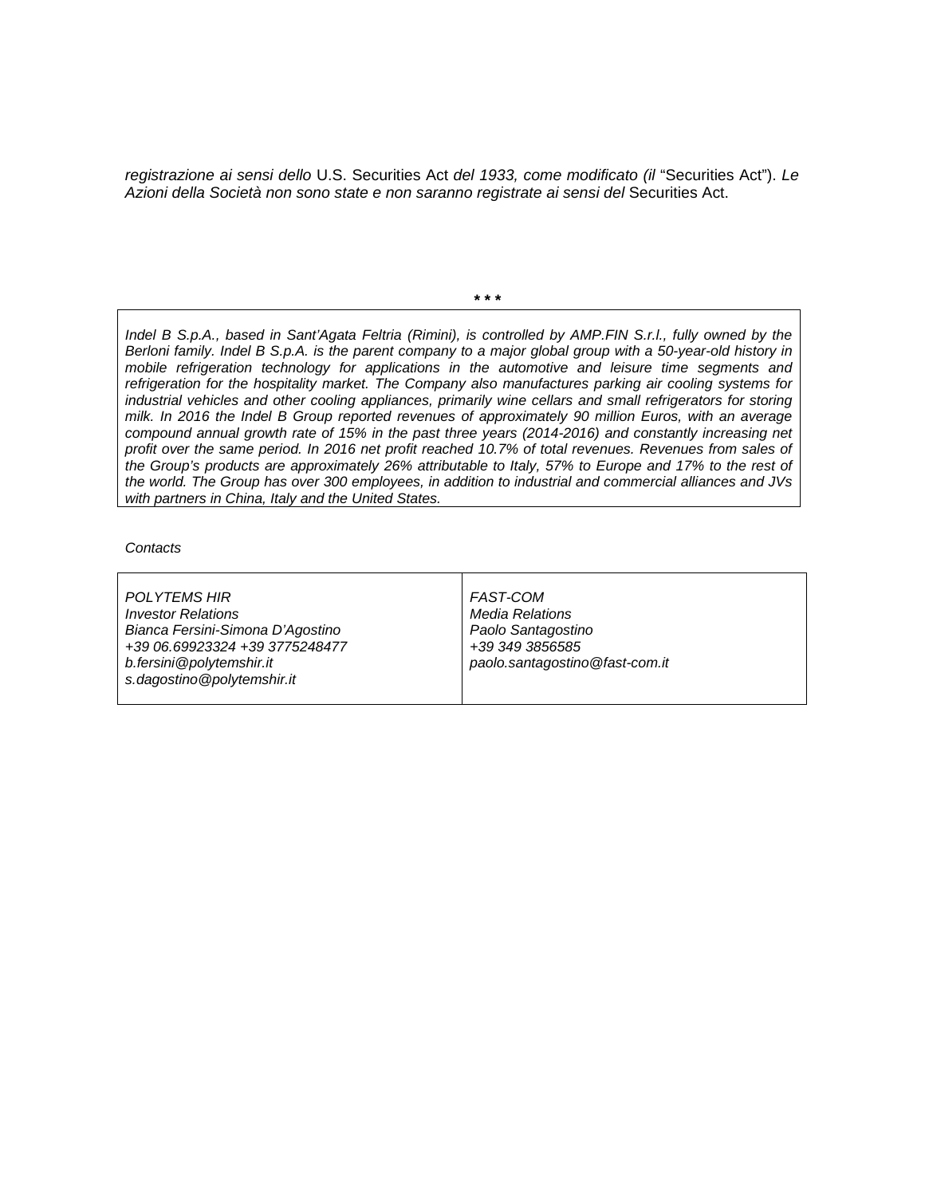*registrazione ai sensi dello* U.S. Securities Act *del 1933, come modificato (il* “Securities Act”). *Le Azioni della Società non sono state e non saranno registrate ai sensi del* Securities Act.

\* \* \*

*Indel B S.p.A., based in Sant’Agata Feltria (Rimini), is controlled by AMP.FIN S.r.l., fully owned by the Berloni family. Indel B S.p.A. is the parent company to a major global group with a 50-year-old history in mobile refrigeration technology for applications in the automotive and leisure time segments and refrigeration for the hospitality market. The Company also manufactures parking air cooling systems for industrial vehicles and other cooling appliances, primarily wine cellars and small refrigerators for storing milk. In 2016 the Indel B Group reported revenues of approximately 90 million Euros, with an average compound annual growth rate of 15% in the past three years (2014-2016) and constantly increasing net profit over the same period. In 2016 net profit reached 10.7% of total revenues. Revenues from sales of the Group’s products are approximately 26% attributable to Italy, 57% to Europe and 17% to the rest of the world. The Group has over 300 employees, in addition to industrial and commercial alliances and JVs with partners in China, Italy and the United States.*

*Contacts*

| | |
|---|---|
| *POLYTEMS HIR*<br>*Investor Relations*<br>*Bianca Fersini-Simona D’Agostino*<br>*+39 06.69923324 +39 3775248477*<br>*b.fersini@polytemshir.it*<br>*s.dagostino@polytemshir.it* | *FAST-COM*<br>*Media Relations*<br>*Paolo Santagostino*<br>*+39 349 3856585*<br>*paolo.santagostino@fast-com.it* |